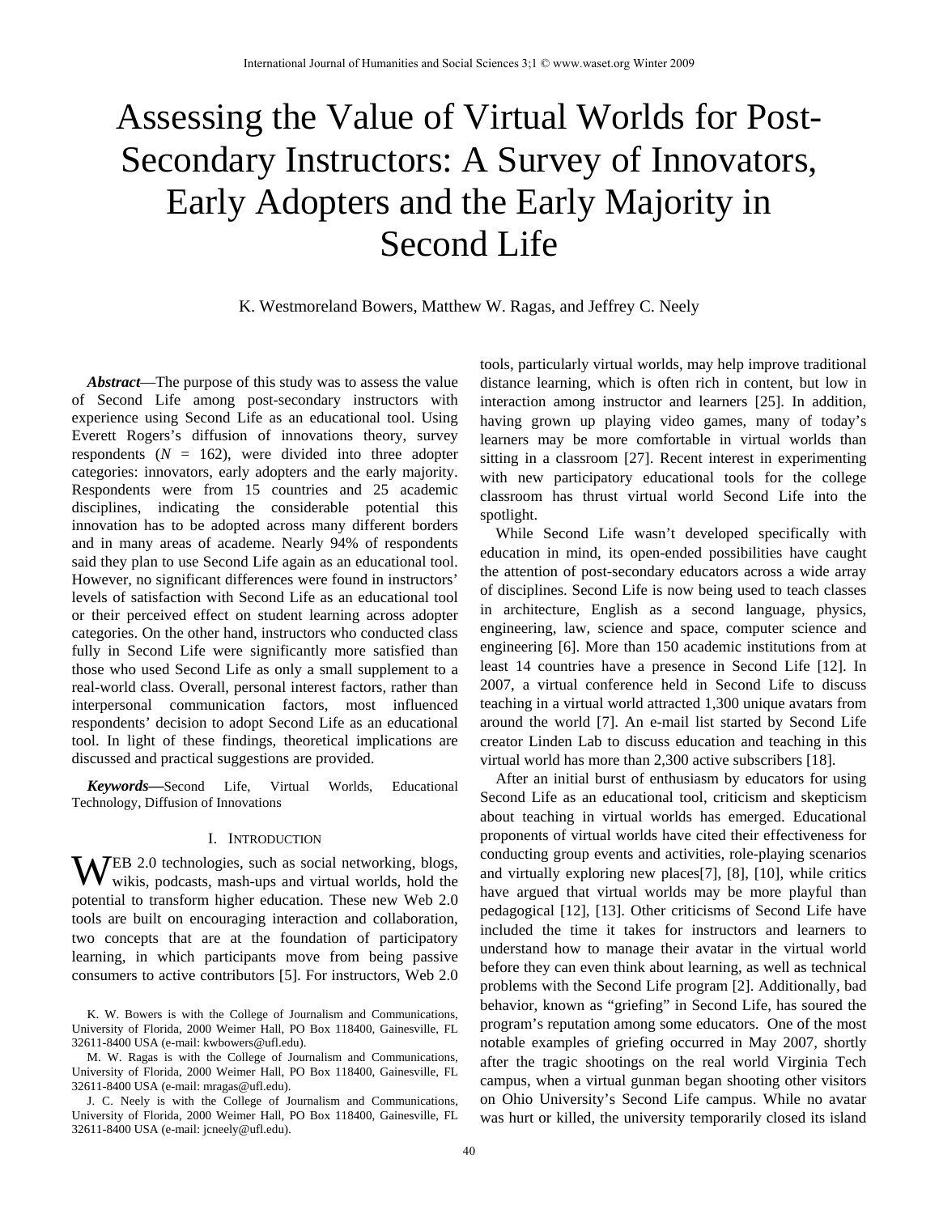# Assessing the Value of Virtual Worlds for Post-Secondary Instructors: A Survey of Innovators, Early Adopters and the Early Majority in Second Life

K. Westmoreland Bowers, Matthew W. Ragas, and Jeffrey C. Neely

***Abstract*****—**The purpose of this study was to assess the value of Second Life among post-secondary instructors with experience using Second Life as an educational tool. Using Everett Rogers's diffusion of innovations theory, survey respondents (*N* = 162), were divided into three adopter categories: innovators, early adopters and the early majority. Respondents were from 15 countries and 25 academic disciplines, indicating the considerable potential this innovation has to be adopted across many different borders and in many areas of academe. Nearly 94% of respondents said they plan to use Second Life again as an educational tool. However, no significant differences were found in instructors' levels of satisfaction with Second Life as an educational tool or their perceived effect on student learning across adopter categories. On the other hand, instructors who conducted class fully in Second Life were significantly more satisfied than those who used Second Life as only a small supplement to a real-world class. Overall, personal interest factors, rather than interpersonal communication factors, most influenced respondents' decision to adopt Second Life as an educational tool. In light of these findings, theoretical implications are discussed and practical suggestions are provided.

***Keywords*****—**Second Life, Virtual Worlds, Educational Technology, Diffusion of Innovations

## I. Introduction

WEB 2.0 technologies, such as social networking, blogs, wikis, podcasts, mash-ups and virtual worlds, hold the potential to transform higher education. These new Web 2.0 tools are built on encouraging interaction and collaboration, two concepts that are at the foundation of participatory learning, in which participants move from being passive consumers to active contributors [5]. For instructors, Web 2.0 tools, particularly virtual worlds, may help improve traditional distance learning, which is often rich in content, but low in interaction among instructor and learners [25]. In addition, having grown up playing video games, many of today's learners may be more comfortable in virtual worlds than sitting in a classroom [27]. Recent interest in experimenting with new participatory educational tools for the college classroom has thrust virtual world Second Life into the spotlight.

While Second Life wasn't developed specifically with education in mind, its open-ended possibilities have caught the attention of post-secondary educators across a wide array of disciplines. Second Life is now being used to teach classes in architecture, English as a second language, physics, engineering, law, science and space, computer science and engineering [6]. More than 150 academic institutions from at least 14 countries have a presence in Second Life [12]. In 2007, a virtual conference held in Second Life to discuss teaching in a virtual world attracted 1,300 unique avatars from around the world [7]. An e-mail list started by Second Life creator Linden Lab to discuss education and teaching in this virtual world has more than 2,300 active subscribers [18].

After an initial burst of enthusiasm by educators for using Second Life as an educational tool, criticism and skepticism about teaching in virtual worlds has emerged. Educational proponents of virtual worlds have cited their effectiveness for conducting group events and activities, role-playing scenarios and virtually exploring new places[7], [8], [10], while critics have argued that virtual worlds may be more playful than pedagogical [12], [13]. Other criticisms of Second Life have included the time it takes for instructors and learners to understand how to manage their avatar in the virtual world before they can even think about learning, as well as technical problems with the Second Life program [2]. Additionally, bad behavior, known as "griefing" in Second Life, has soured the program's reputation among some educators. One of the most notable examples of griefing occurred in May 2007, shortly after the tragic shootings on the real world Virginia Tech campus, when a virtual gunman began shooting other visitors on Ohio University's Second Life campus. While no avatar was hurt or killed, the university temporarily closed its island

K. W. Bowers is with the College of Journalism and Communications, University of Florida, 2000 Weimer Hall, PO Box 118400, Gainesville, FL 32611-8400 USA (e-mail: kwbowers@ufl.edu).

M. W. Ragas is with the College of Journalism and Communications, University of Florida, 2000 Weimer Hall, PO Box 118400, Gainesville, FL 32611-8400 USA (e-mail: mragas@ufl.edu).

J. C. Neely is with the College of Journalism and Communications, University of Florida, 2000 Weimer Hall, PO Box 118400, Gainesville, FL 32611-8400 USA (e-mail: jcneely@ufl.edu).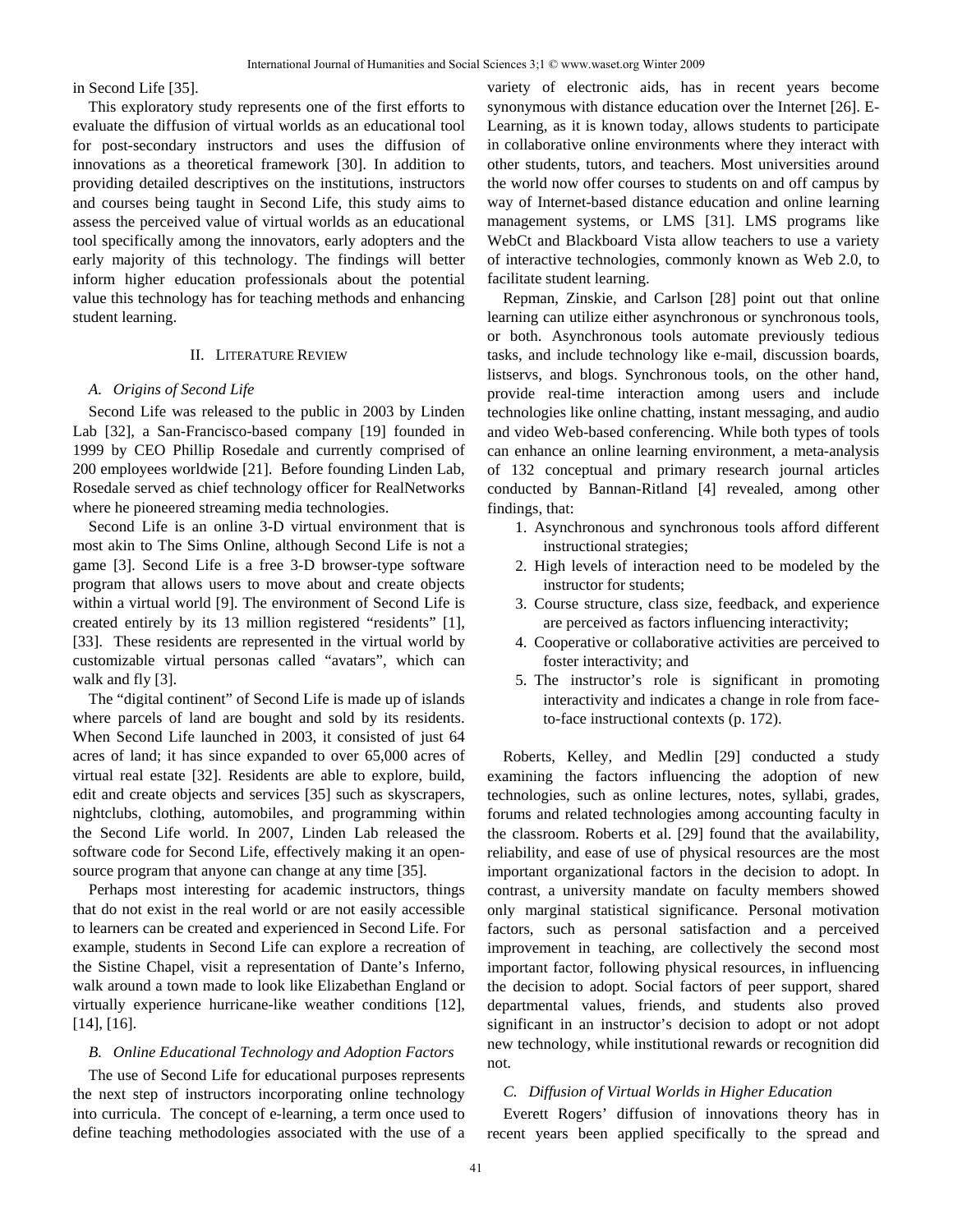in Second Life [35].

This exploratory study represents one of the first efforts to evaluate the diffusion of virtual worlds as an educational tool for post-secondary instructors and uses the diffusion of innovations as a theoretical framework [30]. In addition to providing detailed descriptives on the institutions, instructors and courses being taught in Second Life, this study aims to assess the perceived value of virtual worlds as an educational tool specifically among the innovators, early adopters and the early majority of this technology. The findings will better inform higher education professionals about the potential value this technology has for teaching methods and enhancing student learning.

## II. Literature Review

### A. Origins of Second Life

Second Life was released to the public in 2003 by Linden Lab [32], a San-Francisco-based company [19] founded in 1999 by CEO Phillip Rosedale and currently comprised of 200 employees worldwide [21]. Before founding Linden Lab, Rosedale served as chief technology officer for RealNetworks where he pioneered streaming media technologies.

Second Life is an online 3-D virtual environment that is most akin to The Sims Online, although Second Life is not a game [3]. Second Life is a free 3-D browser-type software program that allows users to move about and create objects within a virtual world [9]. The environment of Second Life is created entirely by its 13 million registered "residents" [1], [33]. These residents are represented in the virtual world by customizable virtual personas called "avatars", which can walk and fly [3].

The "digital continent" of Second Life is made up of islands where parcels of land are bought and sold by its residents. When Second Life launched in 2003, it consisted of just 64 acres of land; it has since expanded to over 65,000 acres of virtual real estate [32]. Residents are able to explore, build, edit and create objects and services [35] such as skyscrapers, nightclubs, clothing, automobiles, and programming within the Second Life world. In 2007, Linden Lab released the software code for Second Life, effectively making it an open-source program that anyone can change at any time [35].

Perhaps most interesting for academic instructors, things that do not exist in the real world or are not easily accessible to learners can be created and experienced in Second Life. For example, students in Second Life can explore a recreation of the Sistine Chapel, visit a representation of Dante's Inferno, walk around a town made to look like Elizabethan England or virtually experience hurricane-like weather conditions [12], [14], [16].

### B. Online Educational Technology and Adoption Factors

The use of Second Life for educational purposes represents the next step of instructors incorporating online technology into curricula. The concept of e-learning, a term once used to define teaching methodologies associated with the use of a variety of electronic aids, has in recent years become synonymous with distance education over the Internet [26]. E-Learning, as it is known today, allows students to participate in collaborative online environments where they interact with other students, tutors, and teachers. Most universities around the world now offer courses to students on and off campus by way of Internet-based distance education and online learning management systems, or LMS [31]. LMS programs like WebCt and Blackboard Vista allow teachers to use a variety of interactive technologies, commonly known as Web 2.0, to facilitate student learning.

Repman, Zinskie, and Carlson [28] point out that online learning can utilize either asynchronous or synchronous tools, or both. Asynchronous tools automate previously tedious tasks, and include technology like e-mail, discussion boards, listservs, and blogs. Synchronous tools, on the other hand, provide real-time interaction among users and include technologies like online chatting, instant messaging, and audio and video Web-based conferencing. While both types of tools can enhance an online learning environment, a meta-analysis of 132 conceptual and primary research journal articles conducted by Bannan-Ritland [4] revealed, among other findings, that:

1. Asynchronous and synchronous tools afford different instructional strategies;
2. High levels of interaction need to be modeled by the instructor for students;
3. Course structure, class size, feedback, and experience are perceived as factors influencing interactivity;
4. Cooperative or collaborative activities are perceived to foster interactivity; and
5. The instructor's role is significant in promoting interactivity and indicates a change in role from face-to-face instructional contexts (p. 172).

Roberts, Kelley, and Medlin [29] conducted a study examining the factors influencing the adoption of new technologies, such as online lectures, notes, syllabi, grades, forums and related technologies among accounting faculty in the classroom. Roberts et al. [29] found that the availability, reliability, and ease of use of physical resources are the most important organizational factors in the decision to adopt. In contrast, a university mandate on faculty members showed only marginal statistical significance. Personal motivation factors, such as personal satisfaction and a perceived improvement in teaching, are collectively the second most important factor, following physical resources, in influencing the decision to adopt. Social factors of peer support, shared departmental values, friends, and students also proved significant in an instructor's decision to adopt or not adopt new technology, while institutional rewards or recognition did not.

### C. Diffusion of Virtual Worlds in Higher Education

Everett Rogers' diffusion of innovations theory has in recent years been applied specifically to the spread and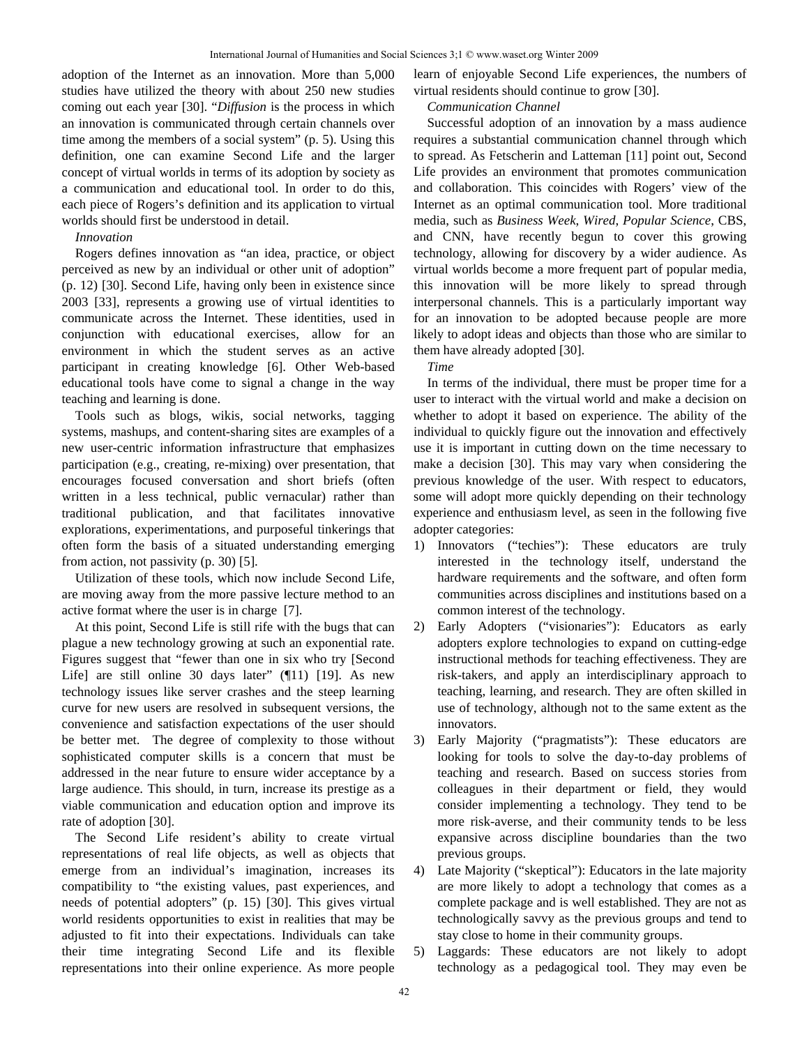adoption of the Internet as an innovation. More than 5,000 studies have utilized the theory with about 250 new studies coming out each year [30]. "*Diffusion* is the process in which an innovation is communicated through certain channels over time among the members of a social system" (p. 5). Using this definition, one can examine Second Life and the larger concept of virtual worlds in terms of its adoption by society as a communication and educational tool. In order to do this, each piece of Rogers's definition and its application to virtual worlds should first be understood in detail.

*Innovation*

Rogers defines innovation as "an idea, practice, or object perceived as new by an individual or other unit of adoption" (p. 12) [30]. Second Life, having only been in existence since 2003 [33], represents a growing use of virtual identities to communicate across the Internet. These identities, used in conjunction with educational exercises, allow for an environment in which the student serves as an active participant in creating knowledge [6]. Other Web-based educational tools have come to signal a change in the way teaching and learning is done.

Tools such as blogs, wikis, social networks, tagging systems, mashups, and content-sharing sites are examples of a new user-centric information infrastructure that emphasizes participation (e.g., creating, re-mixing) over presentation, that encourages focused conversation and short briefs (often written in a less technical, public vernacular) rather than traditional publication, and that facilitates innovative explorations, experimentations, and purposeful tinkerings that often form the basis of a situated understanding emerging from action, not passivity (p. 30) [5].

Utilization of these tools, which now include Second Life, are moving away from the more passive lecture method to an active format where the user is in charge [7].

At this point, Second Life is still rife with the bugs that can plague a new technology growing at such an exponential rate. Figures suggest that "fewer than one in six who try [Second Life] are still online 30 days later" (¶11) [19]. As new technology issues like server crashes and the steep learning curve for new users are resolved in subsequent versions, the convenience and satisfaction expectations of the user should be better met. The degree of complexity to those without sophisticated computer skills is a concern that must be addressed in the near future to ensure wider acceptance by a large audience. This should, in turn, increase its prestige as a viable communication and education option and improve its rate of adoption [30].

The Second Life resident's ability to create virtual representations of real life objects, as well as objects that emerge from an individual's imagination, increases its compatibility to "the existing values, past experiences, and needs of potential adopters" (p. 15) [30]. This gives virtual world residents opportunities to exist in realities that may be adjusted to fit into their expectations. Individuals can take their time integrating Second Life and its flexible representations into their online experience. As more people learn of enjoyable Second Life experiences, the numbers of virtual residents should continue to grow [30].

*Communication Channel*

Successful adoption of an innovation by a mass audience requires a substantial communication channel through which to spread. As Fetscherin and Latteman [11] point out, Second Life provides an environment that promotes communication and collaboration. This coincides with Rogers' view of the Internet as an optimal communication tool. More traditional media, such as *Business Week*, *Wired*, *Popular Science*, CBS, and CNN, have recently begun to cover this growing technology, allowing for discovery by a wider audience. As virtual worlds become a more frequent part of popular media, this innovation will be more likely to spread through interpersonal channels. This is a particularly important way for an innovation to be adopted because people are more likely to adopt ideas and objects than those who are similar to them have already adopted [30].

*Time*

In terms of the individual, there must be proper time for a user to interact with the virtual world and make a decision on whether to adopt it based on experience. The ability of the individual to quickly figure out the innovation and effectively use it is important in cutting down on the time necessary to make a decision [30]. This may vary when considering the previous knowledge of the user. With respect to educators, some will adopt more quickly depending on their technology experience and enthusiasm level, as seen in the following five adopter categories:

1) Innovators ("techies"): These educators are truly interested in the technology itself, understand the hardware requirements and the software, and often form communities across disciplines and institutions based on a common interest of the technology.
2) Early Adopters ("visionaries"): Educators as early adopters explore technologies to expand on cutting-edge instructional methods for teaching effectiveness. They are risk-takers, and apply an interdisciplinary approach to teaching, learning, and research. They are often skilled in use of technology, although not to the same extent as the innovators.
3) Early Majority ("pragmatists"): These educators are looking for tools to solve the day-to-day problems of teaching and research. Based on success stories from colleagues in their department or field, they would consider implementing a technology. They tend to be more risk-averse, and their community tends to be less expansive across discipline boundaries than the two previous groups.
4) Late Majority ("skeptical"): Educators in the late majority are more likely to adopt a technology that comes as a complete package and is well established. They are not as technologically savvy as the previous groups and tend to stay close to home in their community groups.
5) Laggards: These educators are not likely to adopt technology as a pedagogical tool. They may even be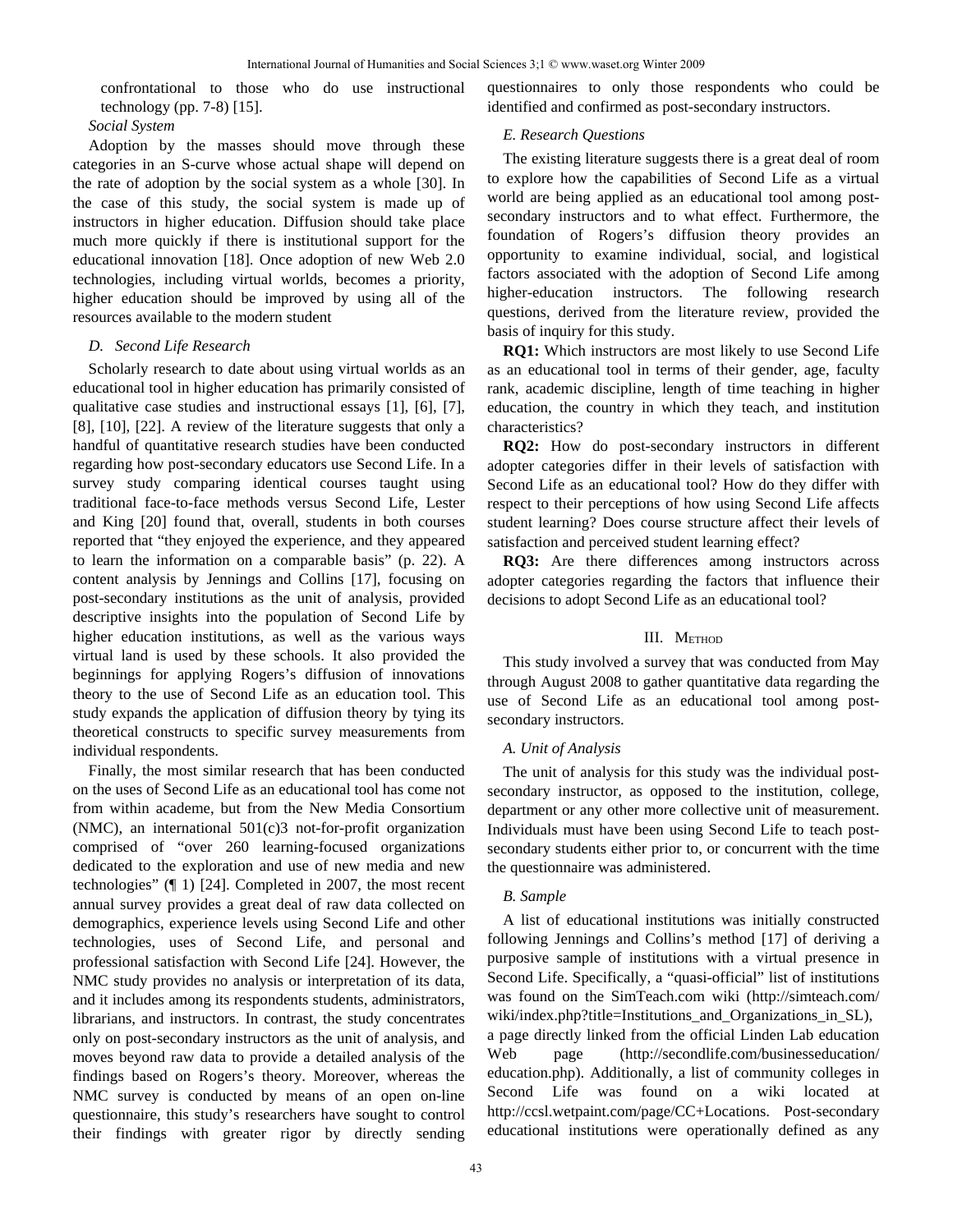confrontational to those who do use instructional technology (pp. 7-8) [15].

*Social System*

Adoption by the masses should move through these categories in an S-curve whose actual shape will depend on the rate of adoption by the social system as a whole [30]. In the case of this study, the social system is made up of instructors in higher education. Diffusion should take place much more quickly if there is institutional support for the educational innovation [18]. Once adoption of new Web 2.0 technologies, including virtual worlds, becomes a priority, higher education should be improved by using all of the resources available to the modern student

### D. Second Life Research

Scholarly research to date about using virtual worlds as an educational tool in higher education has primarily consisted of qualitative case studies and instructional essays [1], [6], [7], [8], [10], [22]. A review of the literature suggests that only a handful of quantitative research studies have been conducted regarding how post-secondary educators use Second Life. In a survey study comparing identical courses taught using traditional face-to-face methods versus Second Life, Lester and King [20] found that, overall, students in both courses reported that "they enjoyed the experience, and they appeared to learn the information on a comparable basis" (p. 22). A content analysis by Jennings and Collins [17], focusing on post-secondary institutions as the unit of analysis, provided descriptive insights into the population of Second Life by higher education institutions, as well as the various ways virtual land is used by these schools. It also provided the beginnings for applying Rogers's diffusion of innovations theory to the use of Second Life as an education tool. This study expands the application of diffusion theory by tying its theoretical constructs to specific survey measurements from individual respondents.

Finally, the most similar research that has been conducted on the uses of Second Life as an educational tool has come not from within academe, but from the New Media Consortium (NMC), an international 501(c)3 not-for-profit organization comprised of "over 260 learning-focused organizations dedicated to the exploration and use of new media and new technologies" (¶ 1) [24]. Completed in 2007, the most recent annual survey provides a great deal of raw data collected on demographics, experience levels using Second Life and other technologies, uses of Second Life, and personal and professional satisfaction with Second Life [24]. However, the NMC study provides no analysis or interpretation of its data, and it includes among its respondents students, administrators, librarians, and instructors. In contrast, the study concentrates only on post-secondary instructors as the unit of analysis, and moves beyond raw data to provide a detailed analysis of the findings based on Rogers's theory. Moreover, whereas the NMC survey is conducted by means of an open on-line questionnaire, this study's researchers have sought to control their findings with greater rigor by directly sending questionnaires to only those respondents who could be identified and confirmed as post-secondary instructors.

### E. Research Questions

The existing literature suggests there is a great deal of room to explore how the capabilities of Second Life as a virtual world are being applied as an educational tool among post-secondary instructors and to what effect. Furthermore, the foundation of Rogers's diffusion theory provides an opportunity to examine individual, social, and logistical factors associated with the adoption of Second Life among higher-education instructors. The following research questions, derived from the literature review, provided the basis of inquiry for this study.

**RQ1:** Which instructors are most likely to use Second Life as an educational tool in terms of their gender, age, faculty rank, academic discipline, length of time teaching in higher education, the country in which they teach, and institution characteristics?

**RQ2:** How do post-secondary instructors in different adopter categories differ in their levels of satisfaction with Second Life as an educational tool? How do they differ with respect to their perceptions of how using Second Life affects student learning? Does course structure affect their levels of satisfaction and perceived student learning effect?

**RQ3:** Are there differences among instructors across adopter categories regarding the factors that influence their decisions to adopt Second Life as an educational tool?

## III. Method

This study involved a survey that was conducted from May through August 2008 to gather quantitative data regarding the use of Second Life as an educational tool among post-secondary instructors.

### A. Unit of Analysis

The unit of analysis for this study was the individual post-secondary instructor, as opposed to the institution, college, department or any other more collective unit of measurement. Individuals must have been using Second Life to teach post-secondary students either prior to, or concurrent with the time the questionnaire was administered.

### B. Sample

A list of educational institutions was initially constructed following Jennings and Collins's method [17] of deriving a purposive sample of institutions with a virtual presence in Second Life. Specifically, a "quasi-official" list of institutions was found on the SimTeach.com wiki (http://simteach.com/wiki/index.php?title=Institutions_and_Organizations_in_SL), a page directly linked from the official Linden Lab education Web page (http://secondlife.com/businesseducation/education.php). Additionally, a list of community colleges in Second Life was found on a wiki located at http://ccsl.wetpaint.com/page/CC+Locations. Post-secondary educational institutions were operationally defined as any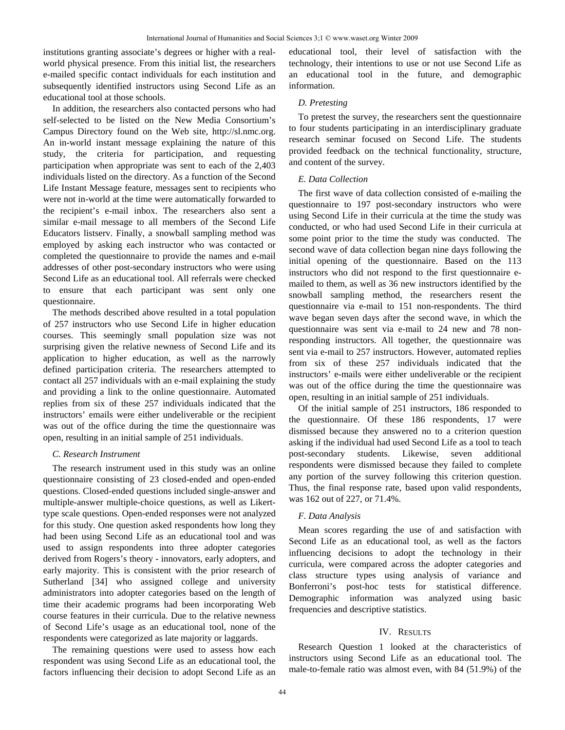institutions granting associate's degrees or higher with a real-world physical presence. From this initial list, the researchers e-mailed specific contact individuals for each institution and subsequently identified instructors using Second Life as an educational tool at those schools.

In addition, the researchers also contacted persons who had self-selected to be listed on the New Media Consortium's Campus Directory found on the Web site, http://sl.nmc.org. An in-world instant message explaining the nature of this study, the criteria for participation, and requesting participation when appropriate was sent to each of the 2,403 individuals listed on the directory. As a function of the Second Life Instant Message feature, messages sent to recipients who were not in-world at the time were automatically forwarded to the recipient's e-mail inbox. The researchers also sent a similar e-mail message to all members of the Second Life Educators listserv. Finally, a snowball sampling method was employed by asking each instructor who was contacted or completed the questionnaire to provide the names and e-mail addresses of other post-secondary instructors who were using Second Life as an educational tool. All referrals were checked to ensure that each participant was sent only one questionnaire.

The methods described above resulted in a total population of 257 instructors who use Second Life in higher education courses. This seemingly small population size was not surprising given the relative newness of Second Life and its application to higher education, as well as the narrowly defined participation criteria. The researchers attempted to contact all 257 individuals with an e-mail explaining the study and providing a link to the online questionnaire. Automated replies from six of these 257 individuals indicated that the instructors' emails were either undeliverable or the recipient was out of the office during the time the questionnaire was open, resulting in an initial sample of 251 individuals.

### *C. Research Instrument*

The research instrument used in this study was an online questionnaire consisting of 23 closed-ended and open-ended questions. Closed-ended questions included single-answer and multiple-answer multiple-choice questions, as well as Likert-type scale questions. Open-ended responses were not analyzed for this study. One question asked respondents how long they had been using Second Life as an educational tool and was used to assign respondents into three adopter categories derived from Rogers's theory - innovators, early adopters, and early majority. This is consistent with the prior research of Sutherland [34] who assigned college and university administrators into adopter categories based on the length of time their academic programs had been incorporating Web course features in their curricula. Due to the relative newness of Second Life's usage as an educational tool, none of the respondents were categorized as late majority or laggards.

The remaining questions were used to assess how each respondent was using Second Life as an educational tool, the factors influencing their decision to adopt Second Life as an educational tool, their level of satisfaction with the technology, their intentions to use or not use Second Life as an educational tool in the future, and demographic information.

### *D. Pretesting*

To pretest the survey, the researchers sent the questionnaire to four students participating in an interdisciplinary graduate research seminar focused on Second Life. The students provided feedback on the technical functionality, structure, and content of the survey.

### *E. Data Collection*

The first wave of data collection consisted of e-mailing the questionnaire to 197 post-secondary instructors who were using Second Life in their curricula at the time the study was conducted, or who had used Second Life in their curricula at some point prior to the time the study was conducted. The second wave of data collection began nine days following the initial opening of the questionnaire. Based on the 113 instructors who did not respond to the first questionnaire e-mailed to them, as well as 36 new instructors identified by the snowball sampling method, the researchers resent the questionnaire via e-mail to 151 non-respondents. The third wave began seven days after the second wave, in which the questionnaire was sent via e-mail to 24 new and 78 non-responding instructors. All together, the questionnaire was sent via e-mail to 257 instructors. However, automated replies from six of these 257 individuals indicated that the instructors' e-mails were either undeliverable or the recipient was out of the office during the time the questionnaire was open, resulting in an initial sample of 251 individuals.

Of the initial sample of 251 instructors, 186 responded to the questionnaire. Of these 186 respondents, 17 were dismissed because they answered no to a criterion question asking if the individual had used Second Life as a tool to teach post-secondary students. Likewise, seven additional respondents were dismissed because they failed to complete any portion of the survey following this criterion question. Thus, the final response rate, based upon valid respondents, was 162 out of 227, or 71.4%.

### *F. Data Analysis*

Mean scores regarding the use of and satisfaction with Second Life as an educational tool, as well as the factors influencing decisions to adopt the technology in their curricula, were compared across the adopter categories and class structure types using analysis of variance and Bonferroni's post-hoc tests for statistical difference. Demographic information was analyzed using basic frequencies and descriptive statistics.

## IV. RESULTS

Research Question 1 looked at the characteristics of instructors using Second Life as an educational tool. The male-to-female ratio was almost even, with 84 (51.9%) of the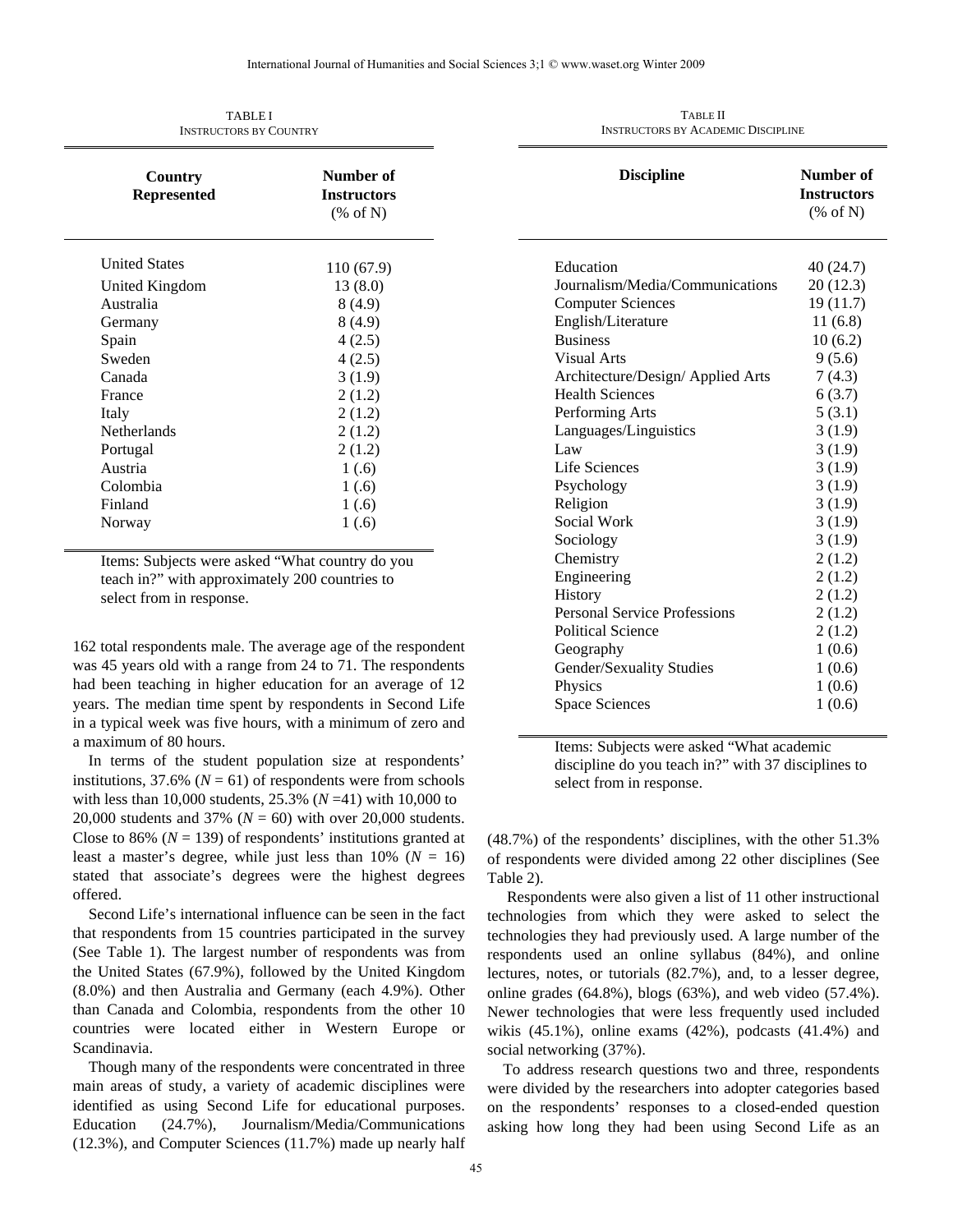TABLE I
INSTRUCTORS BY COUNTRY

| Country Represented | Number of Instructors (% of N) |
|---|---|
| United States | 110 (67.9) |
| United Kingdom | 13 (8.0) |
| Australia | 8 (4.9) |
| Germany | 8 (4.9) |
| Spain | 4 (2.5) |
| Sweden | 4 (2.5) |
| Canada | 3 (1.9) |
| France | 2 (1.2) |
| Italy | 2 (1.2) |
| Netherlands | 2 (1.2) |
| Portugal | 2 (1.2) |
| Austria | 1 (.6) |
| Colombia | 1 (.6) |
| Finland | 1 (.6) |
| Norway | 1 (.6) |

Items: Subjects were asked "What country do you teach in?" with approximately 200 countries to select from in response.

162 total respondents male. The average age of the respondent was 45 years old with a range from 24 to 71. The respondents had been teaching in higher education for an average of 12 years. The median time spent by respondents in Second Life in a typical week was five hours, with a minimum of zero and a maximum of 80 hours.

In terms of the student population size at respondents' institutions, 37.6% ($N = 61$) of respondents were from schools with less than 10,000 students, 25.3% ($N = 41$) with 10,000 to 20,000 students and 37% ($N = 60$) with over 20,000 students. Close to 86% ($N = 139$) of respondents' institutions granted at least a master's degree, while just less than 10% ($N = 16$) stated that associate's degrees were the highest degrees offered.

Second Life's international influence can be seen in the fact that respondents from 15 countries participated in the survey (See Table 1). The largest number of respondents was from the United States (67.9%), followed by the United Kingdom (8.0%) and then Australia and Germany (each 4.9%). Other than Canada and Colombia, respondents from the other 10 countries were located either in Western Europe or Scandinavia.

Though many of the respondents were concentrated in three main areas of study, a variety of academic disciplines were identified as using Second Life for educational purposes. Education (24.7%), Journalism/Media/Communications (12.3%), and Computer Sciences (11.7%) made up nearly half (48.7%) of the respondents' disciplines, with the other 51.3% of respondents were divided among 22 other disciplines (See Table 2).

TABLE II
INSTRUCTORS BY ACADEMIC DISCIPLINE

| Discipline | Number of Instructors (% of N) |
|---|---|
| Education | 40 (24.7) |
| Journalism/Media/Communications | 20 (12.3) |
| Computer Sciences | 19 (11.7) |
| English/Literature | 11 (6.8) |
| Business | 10 (6.2) |
| Visual Arts | 9 (5.6) |
| Architecture/Design/ Applied Arts | 7 (4.3) |
| Health Sciences | 6 (3.7) |
| Performing Arts | 5 (3.1) |
| Languages/Linguistics | 3 (1.9) |
| Law | 3 (1.9) |
| Life Sciences | 3 (1.9) |
| Psychology | 3 (1.9) |
| Religion | 3 (1.9) |
| Social Work | 3 (1.9) |
| Sociology | 3 (1.9) |
| Chemistry | 2 (1.2) |
| Engineering | 2 (1.2) |
| History | 2 (1.2) |
| Personal Service Professions | 2 (1.2) |
| Political Science | 2 (1.2) |
| Geography | 1 (0.6) |
| Gender/Sexuality Studies | 1 (0.6) |
| Physics | 1 (0.6) |
| Space Sciences | 1 (0.6) |

Items: Subjects were asked "What academic discipline do you teach in?" with 37 disciplines to select from in response.

Respondents were also given a list of 11 other instructional technologies from which they were asked to select the technologies they had previously used. A large number of the respondents used an online syllabus (84%), and online lectures, notes, or tutorials (82.7%), and, to a lesser degree, online grades (64.8%), blogs (63%), and web video (57.4%). Newer technologies that were less frequently used included wikis (45.1%), online exams (42%), podcasts (41.4%) and social networking (37%).

To address research questions two and three, respondents were divided by the researchers into adopter categories based on the respondents' responses to a closed-ended question asking how long they had been using Second Life as an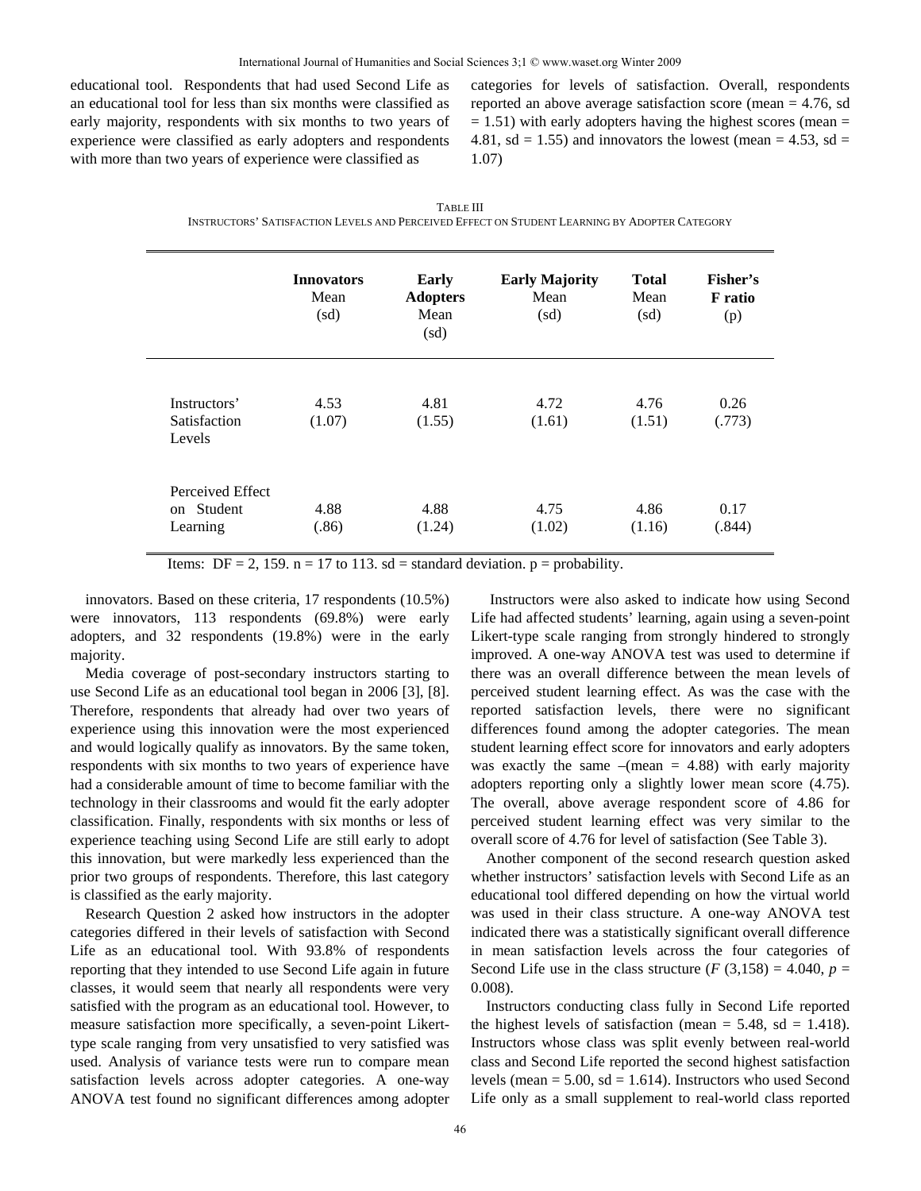educational tool. Respondents that had used Second Life as an educational tool for less than six months were classified as early majority, respondents with six months to two years of experience were classified as early adopters and respondents with more than two years of experience were classified as innovators. Based on these criteria, 17 respondents (10.5%) were innovators, 113 respondents (69.8%) were early adopters, and 32 respondents (19.8%) were in the early majority.

Media coverage of post-secondary instructors starting to use Second Life as an educational tool began in 2006 [3], [8]. Therefore, respondents that already had over two years of experience using this innovation were the most experienced and would logically qualify as innovators. By the same token, respondents with six months to two years of experience have had a considerable amount of time to become familiar with the technology in their classrooms and would fit the early adopter classification. Finally, respondents with six months or less of experience teaching using Second Life are still early to adopt this innovation, but were markedly less experienced than the prior two groups of respondents. Therefore, this last category is classified as the early majority.

Research Question 2 asked how instructors in the adopter categories differed in their levels of satisfaction with Second Life as an educational tool. With 93.8% of respondents reporting that they intended to use Second Life again in future classes, it would seem that nearly all respondents were very satisfied with the program as an educational tool. However, to measure satisfaction more specifically, a seven-point Likert-type scale ranging from very unsatisfied to very satisfied was used. Analysis of variance tests were run to compare mean satisfaction levels across adopter categories. A one-way ANOVA test found no significant differences among adopter categories for levels of satisfaction. Overall, respondents reported an above average satisfaction score (mean = 4.76, sd = 1.51) with early adopters having the highest scores (mean = 4.81, sd = 1.55) and innovators the lowest (mean = 4.53, sd = 1.07)

TABLE III
INSTRUCTORS' SATISFACTION LEVELS AND PERCEIVED EFFECT ON STUDENT LEARNING BY ADOPTER CATEGORY

| | **Innovators** Mean (sd) | **Early Adopters** Mean (sd) | **Early Majority** Mean (sd) | **Total** Mean (sd) | **Fisher's F ratio** (p) |
|---|---|---|---|---|---|
| Instructors' Satisfaction Levels | 4.53 (1.07) | 4.81 (1.55) | 4.72 (1.61) | 4.76 (1.51) | 0.26 (.773) |
| Perceived Effect on Student Learning | 4.88 (.86) | 4.88 (1.24) | 4.75 (1.02) | 4.86 (1.16) | 0.17 (.844) |

Items: DF = 2, 159. n = 17 to 113. sd = standard deviation. p = probability.

Instructors were also asked to indicate how using Second Life had affected students' learning, again using a seven-point Likert-type scale ranging from strongly hindered to strongly improved. A one-way ANOVA test was used to determine if there was an overall difference between the mean levels of perceived student learning effect. As was the case with the reported satisfaction levels, there were no significant differences found among the adopter categories. The mean student learning effect score for innovators and early adopters was exactly the same –(mean = 4.88) with early majority adopters reporting only a slightly lower mean score (4.75). The overall, above average respondent score of 4.86 for perceived student learning effect was very similar to the overall score of 4.76 for level of satisfaction (See Table 3).

Another component of the second research question asked whether instructors' satisfaction levels with Second Life as an educational tool differed depending on how the virtual world was used in their class structure. A one-way ANOVA test indicated there was a statistically significant overall difference in mean satisfaction levels across the four categories of Second Life use in the class structure ($F$ (3,158) = 4.040, $p$ = 0.008).

Instructors conducting class fully in Second Life reported the highest levels of satisfaction (mean = 5.48, sd = 1.418). Instructors whose class was split evenly between real-world class and Second Life reported the second highest satisfaction levels (mean = 5.00, sd = 1.614). Instructors who used Second Life only as a small supplement to real-world class reported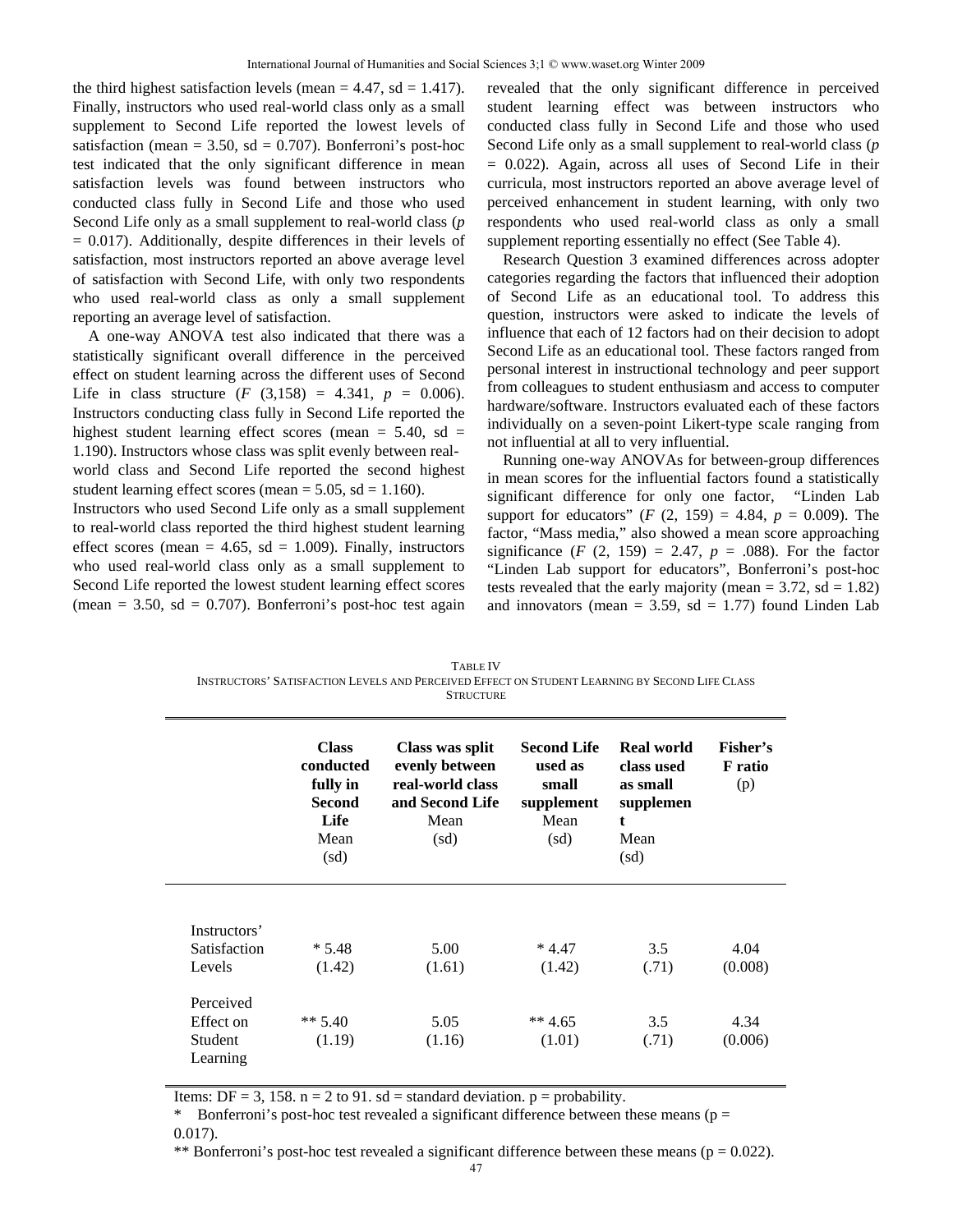the third highest satisfaction levels (mean = 4.47, sd = 1.417). Finally, instructors who used real-world class only as a small supplement to Second Life reported the lowest levels of satisfaction (mean = 3.50, sd = 0.707). Bonferroni's post-hoc test indicated that the only significant difference in mean satisfaction levels was found between instructors who conducted class fully in Second Life and those who used Second Life only as a small supplement to real-world class ($p = 0.017$). Additionally, despite differences in their levels of satisfaction, most instructors reported an above average level of satisfaction with Second Life, with only two respondents who used real-world class as only a small supplement reporting an average level of satisfaction.

A one-way ANOVA test also indicated that there was a statistically significant overall difference in the perceived effect on student learning across the different uses of Second Life in class structure ($F$ (3,158) = 4.341, $p$ = 0.006). Instructors conducting class fully in Second Life reported the highest student learning effect scores (mean = 5.40, sd = 1.190). Instructors whose class was split evenly between real-world class and Second Life reported the second highest student learning effect scores (mean = 5.05, sd = 1.160). Instructors who used Second Life only as a small supplement to real-world class reported the third highest student learning effect scores (mean = 4.65, sd = 1.009). Finally, instructors who used real-world class only as a small supplement to Second Life reported the lowest student learning effect scores (mean = 3.50, sd = 0.707). Bonferroni's post-hoc test again revealed that the only significant difference in perceived student learning effect was between instructors who conducted class fully in Second Life and those who used Second Life only as a small supplement to real-world class ($p = 0.022$). Again, across all uses of Second Life in their curricula, most instructors reported an above average level of perceived enhancement in student learning, with only two respondents who used real-world class as only a small supplement reporting essentially no effect (See Table 4).

Research Question 3 examined differences across adopter categories regarding the factors that influenced their adoption of Second Life as an educational tool. To address this question, instructors were asked to indicate the levels of influence that each of 12 factors had on their decision to adopt Second Life as an educational tool. These factors ranged from personal interest in instructional technology and peer support from colleagues to student enthusiasm and access to computer hardware/software. Instructors evaluated each of these factors individually on a seven-point Likert-type scale ranging from not influential at all to very influential.

Running one-way ANOVAs for between-group differences in mean scores for the influential factors found a statistically significant difference for only one factor, "Linden Lab support for educators" ($F$ (2, 159) = 4.84, $p$ = 0.009). The factor, "Mass media," also showed a mean score approaching significance ($F$ (2, 159) = 2.47, $p$ = .088). For the factor "Linden Lab support for educators", Bonferroni's post-hoc tests revealed that the early majority (mean = 3.72, sd = 1.82) and innovators (mean = 3.59, sd = 1.77) found Linden Lab

TABLE IV
INSTRUCTORS' SATISFACTION LEVELS AND PERCEIVED EFFECT ON STUDENT LEARNING BY SECOND LIFE CLASS STRUCTURE

| | **Class conducted fully in Second Life** Mean (sd) | **Class was split evenly between real-world class and Second Life** Mean (sd) | **Second Life used as small supplement** Mean (sd) | **Real world class used as small supplement** Mean (sd) | **Fisher's F ratio** (p) |
|---|---|---|---|---|---|
| Instructors' Satisfaction Levels | * 5.48 (1.42) | 5.00 (1.61) | * 4.47 (1.42) | 3.5 (.71) | 4.04 (0.008) |
| Perceived Effect on Student Learning | ** 5.40 (1.19) | 5.05 (1.16) | ** 4.65 (1.01) | 3.5 (.71) | 4.34 (0.006) |

Items: DF = 3, 158. n = 2 to 91. sd = standard deviation. p = probability.

\* Bonferroni's post-hoc test revealed a significant difference between these means (p = 0.017).

** Bonferroni's post-hoc test revealed a significant difference between these means (p = 0.022).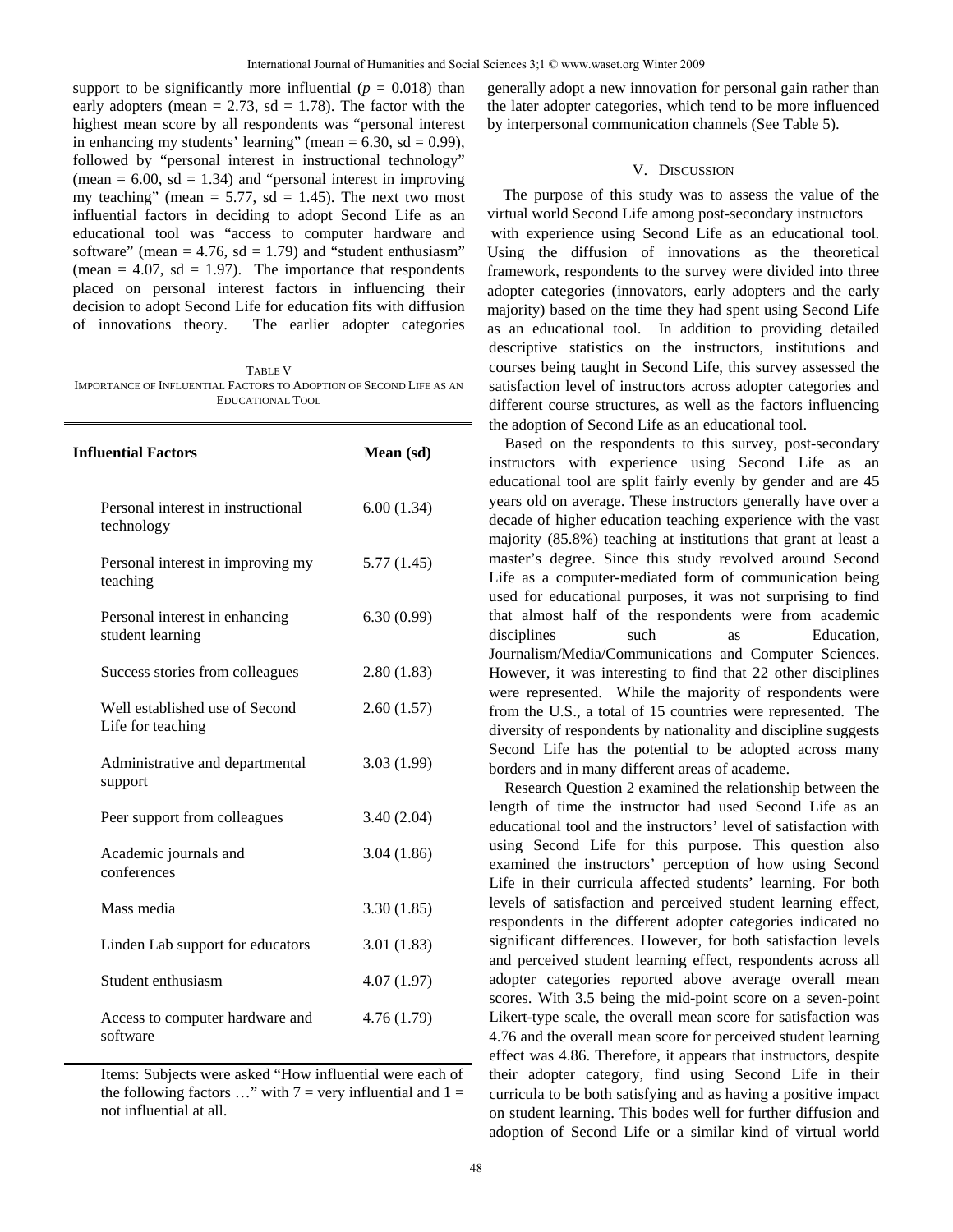support to be significantly more influential ($p$ = 0.018) than early adopters (mean = 2.73, sd = 1.78). The factor with the highest mean score by all respondents was "personal interest in enhancing my students' learning" (mean = 6.30, sd = 0.99), followed by "personal interest in instructional technology" (mean = 6.00, sd = 1.34) and "personal interest in improving my teaching" (mean = 5.77, sd = 1.45). The next two most influential factors in deciding to adopt Second Life as an educational tool was "access to computer hardware and software" (mean = 4.76, sd = 1.79) and "student enthusiasm" (mean = 4.07, sd = 1.97). The importance that respondents placed on personal interest factors in influencing their decision to adopt Second Life for education fits with diffusion of innovations theory. The earlier adopter categories generally adopt a new innovation for personal gain rather than the later adopter categories, which tend to be more influenced by interpersonal communication channels (See Table 5).

TABLE V
IMPORTANCE OF INFLUENTIAL FACTORS TO ADOPTION OF SECOND LIFE AS AN EDUCATIONAL TOOL

| Influential Factors | Mean (sd) |
|---|---|
| Personal interest in instructional technology | 6.00 (1.34) |
| Personal interest in improving my teaching | 5.77 (1.45) |
| Personal interest in enhancing student learning | 6.30 (0.99) |
| Success stories from colleagues | 2.80 (1.83) |
| Well established use of Second Life for teaching | 2.60 (1.57) |
| Administrative and departmental support | 3.03 (1.99) |
| Peer support from colleagues | 3.40 (2.04) |
| Academic journals and conferences | 3.04 (1.86) |
| Mass media | 3.30 (1.85) |
| Linden Lab support for educators | 3.01 (1.83) |
| Student enthusiasm | 4.07 (1.97) |
| Access to computer hardware and software | 4.76 (1.79) |

Items: Subjects were asked "How influential were each of the following factors …" with 7 = very influential and 1 = not influential at all.

## V. Discussion

The purpose of this study was to assess the value of the virtual world Second Life among post-secondary instructors with experience using Second Life as an educational tool. Using the diffusion of innovations as the theoretical framework, respondents to the survey were divided into three adopter categories (innovators, early adopters and the early majority) based on the time they had spent using Second Life as an educational tool. In addition to providing detailed descriptive statistics on the instructors, institutions and courses being taught in Second Life, this survey assessed the satisfaction level of instructors across adopter categories and different course structures, as well as the factors influencing the adoption of Second Life as an educational tool.

Based on the respondents to this survey, post-secondary instructors with experience using Second Life as an educational tool are split fairly evenly by gender and are 45 years old on average. These instructors generally have over a decade of higher education teaching experience with the vast majority (85.8%) teaching at institutions that grant at least a master's degree. Since this study revolved around Second Life as a computer-mediated form of communication being used for educational purposes, it was not surprising to find that almost half of the respondents were from academic disciplines such as Education, Journalism/Media/Communications and Computer Sciences. However, it was interesting to find that 22 other disciplines were represented. While the majority of respondents were from the U.S., a total of 15 countries were represented. The diversity of respondents by nationality and discipline suggests Second Life has the potential to be adopted across many borders and in many different areas of academe.

Research Question 2 examined the relationship between the length of time the instructor had used Second Life as an educational tool and the instructors' level of satisfaction with using Second Life for this purpose. This question also examined the instructors' perception of how using Second Life in their curricula affected students' learning. For both levels of satisfaction and perceived student learning effect, respondents in the different adopter categories indicated no significant differences. However, for both satisfaction levels and perceived student learning effect, respondents across all adopter categories reported above average overall mean scores. With 3.5 being the mid-point score on a seven-point Likert-type scale, the overall mean score for satisfaction was 4.76 and the overall mean score for perceived student learning effect was 4.86. Therefore, it appears that instructors, despite their adopter category, find using Second Life in their curricula to be both satisfying and as having a positive impact on student learning. This bodes well for further diffusion and adoption of Second Life or a similar kind of virtual world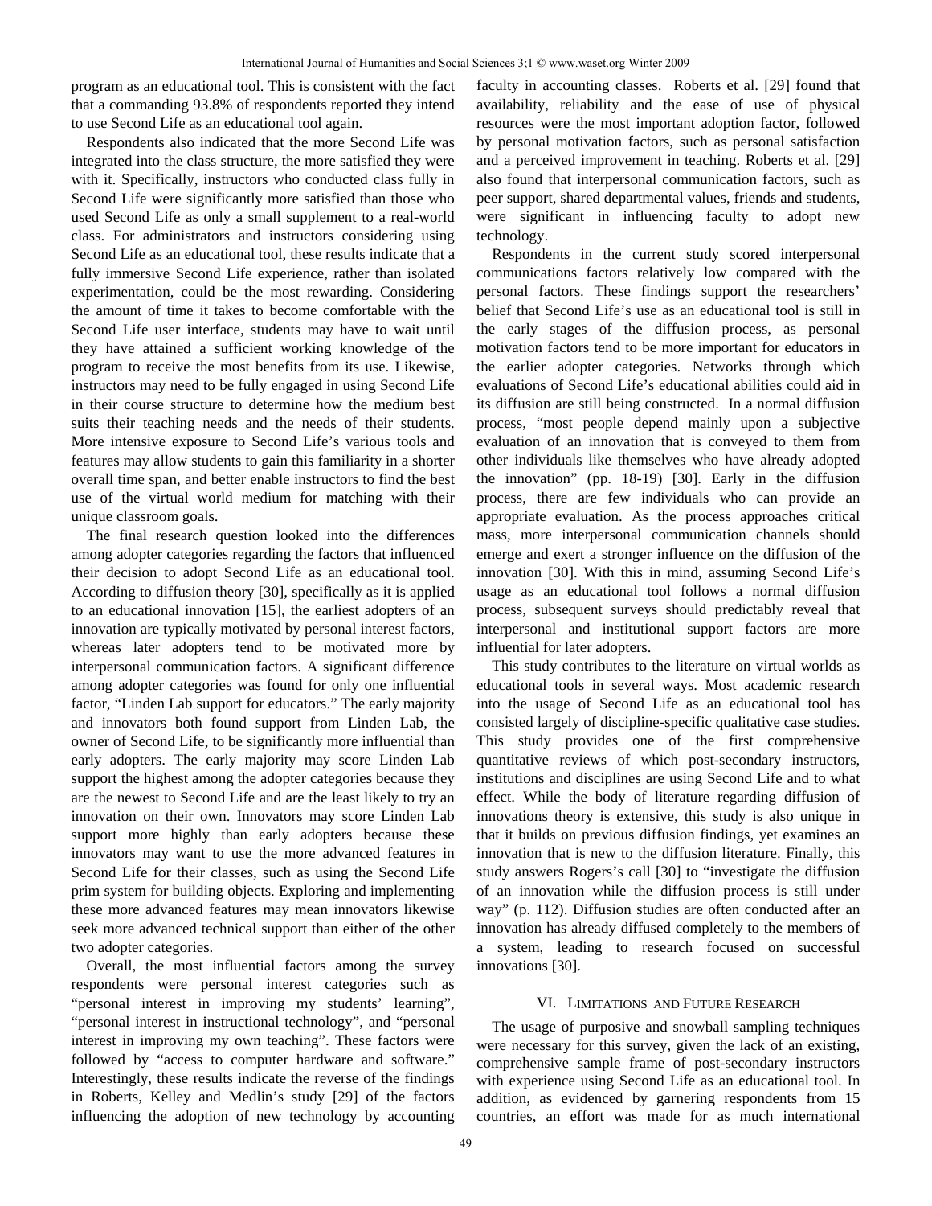program as an educational tool. This is consistent with the fact that a commanding 93.8% of respondents reported they intend to use Second Life as an educational tool again.

Respondents also indicated that the more Second Life was integrated into the class structure, the more satisfied they were with it. Specifically, instructors who conducted class fully in Second Life were significantly more satisfied than those who used Second Life as only a small supplement to a real-world class. For administrators and instructors considering using Second Life as an educational tool, these results indicate that a fully immersive Second Life experience, rather than isolated experimentation, could be the most rewarding. Considering the amount of time it takes to become comfortable with the Second Life user interface, students may have to wait until they have attained a sufficient working knowledge of the program to receive the most benefits from its use. Likewise, instructors may need to be fully engaged in using Second Life in their course structure to determine how the medium best suits their teaching needs and the needs of their students. More intensive exposure to Second Life's various tools and features may allow students to gain this familiarity in a shorter overall time span, and better enable instructors to find the best use of the virtual world medium for matching with their unique classroom goals.

The final research question looked into the differences among adopter categories regarding the factors that influenced their decision to adopt Second Life as an educational tool. According to diffusion theory [30], specifically as it is applied to an educational innovation [15], the earliest adopters of an innovation are typically motivated by personal interest factors, whereas later adopters tend to be motivated more by interpersonal communication factors. A significant difference among adopter categories was found for only one influential factor, "Linden Lab support for educators." The early majority and innovators both found support from Linden Lab, the owner of Second Life, to be significantly more influential than early adopters. The early majority may score Linden Lab support the highest among the adopter categories because they are the newest to Second Life and are the least likely to try an innovation on their own. Innovators may score Linden Lab support more highly than early adopters because these innovators may want to use the more advanced features in Second Life for their classes, such as using the Second Life prim system for building objects. Exploring and implementing these more advanced features may mean innovators likewise seek more advanced technical support than either of the other two adopter categories.

Overall, the most influential factors among the survey respondents were personal interest categories such as "personal interest in improving my students' learning", "personal interest in instructional technology", and "personal interest in improving my own teaching". These factors were followed by "access to computer hardware and software." Interestingly, these results indicate the reverse of the findings in Roberts, Kelley and Medlin's study [29] of the factors influencing the adoption of new technology by accounting faculty in accounting classes. Roberts et al. [29] found that availability, reliability and the ease of use of physical resources were the most important adoption factor, followed by personal motivation factors, such as personal satisfaction and a perceived improvement in teaching. Roberts et al. [29] also found that interpersonal communication factors, such as peer support, shared departmental values, friends and students, were significant in influencing faculty to adopt new technology.

Respondents in the current study scored interpersonal communications factors relatively low compared with the personal factors. These findings support the researchers' belief that Second Life's use as an educational tool is still in the early stages of the diffusion process, as personal motivation factors tend to be more important for educators in the earlier adopter categories. Networks through which evaluations of Second Life's educational abilities could aid in its diffusion are still being constructed. In a normal diffusion process, "most people depend mainly upon a subjective evaluation of an innovation that is conveyed to them from other individuals like themselves who have already adopted the innovation" (pp. 18-19) [30]. Early in the diffusion process, there are few individuals who can provide an appropriate evaluation. As the process approaches critical mass, more interpersonal communication channels should emerge and exert a stronger influence on the diffusion of the innovation [30]. With this in mind, assuming Second Life's usage as an educational tool follows a normal diffusion process, subsequent surveys should predictably reveal that interpersonal and institutional support factors are more influential for later adopters.

This study contributes to the literature on virtual worlds as educational tools in several ways. Most academic research into the usage of Second Life as an educational tool has consisted largely of discipline-specific qualitative case studies. This study provides one of the first comprehensive quantitative reviews of which post-secondary instructors, institutions and disciplines are using Second Life and to what effect. While the body of literature regarding diffusion of innovations theory is extensive, this study is also unique in that it builds on previous diffusion findings, yet examines an innovation that is new to the diffusion literature. Finally, this study answers Rogers's call [30] to "investigate the diffusion of an innovation while the diffusion process is still under way" (p. 112). Diffusion studies are often conducted after an innovation has already diffused completely to the members of a system, leading to research focused on successful innovations [30].

## VI. Limitations and Future Research

The usage of purposive and snowball sampling techniques were necessary for this survey, given the lack of an existing, comprehensive sample frame of post-secondary instructors with experience using Second Life as an educational tool. In addition, as evidenced by garnering respondents from 15 countries, an effort was made for as much international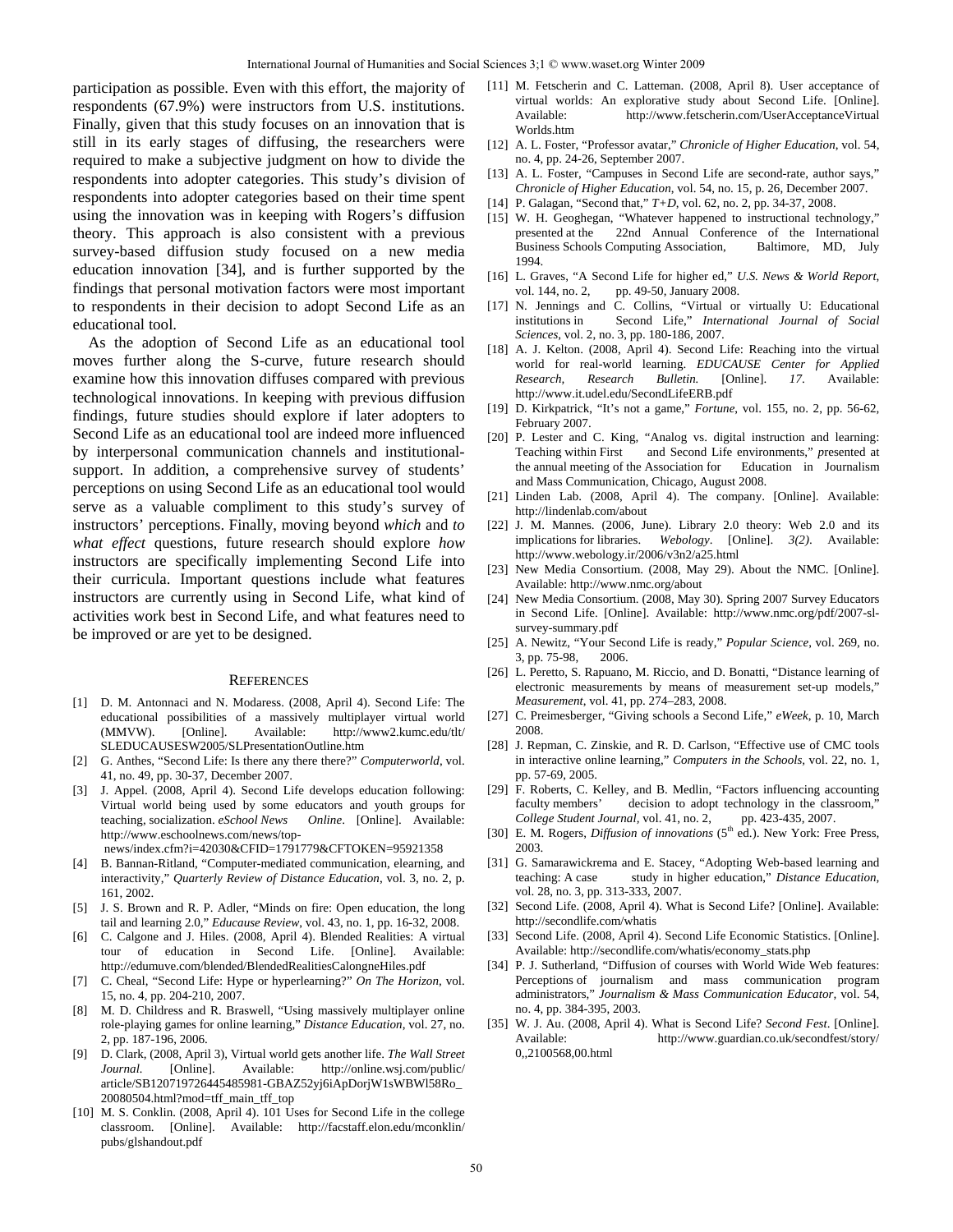participation as possible. Even with this effort, the majority of respondents (67.9%) were instructors from U.S. institutions. Finally, given that this study focuses on an innovation that is still in its early stages of diffusing, the researchers were required to make a subjective judgment on how to divide the respondents into adopter categories. This study's division of respondents into adopter categories based on their time spent using the innovation was in keeping with Rogers's diffusion theory. This approach is also consistent with a previous survey-based diffusion study focused on a new media education innovation [34], and is further supported by the findings that personal motivation factors were most important to respondents in their decision to adopt Second Life as an educational tool.

As the adoption of Second Life as an educational tool moves further along the S-curve, future research should examine how this innovation diffuses compared with previous technological innovations. In keeping with previous diffusion findings, future studies should explore if later adopters to Second Life as an educational tool are indeed more influenced by interpersonal communication channels and institutional-support. In addition, a comprehensive survey of students' perceptions on using Second Life as an educational tool would serve as a valuable compliment to this study's survey of instructors' perceptions. Finally, moving beyond *which* and *to what effect* questions, future research should explore *how* instructors are specifically implementing Second Life into their curricula. Important questions include what features instructors are currently using in Second Life, what kind of activities work best in Second Life, and what features need to be improved or are yet to be designed.

## References

[1] D. M. Antonnaci and N. Modaress. (2008, April 4). Second Life: The educational possibilities of a massively multiplayer virtual world (MMVW). [Online]. Available: http://www2.kumc.edu/tlt/SLEDUCAUSESW2005/SLPresentationOutline.htm

[2] G. Anthes, "Second Life: Is there any there there?" *Computerworld*, vol. 41, no. 49, pp. 30-37, December 2007.

[3] J. Appel. (2008, April 4). Second Life develops education following: Virtual world being used by some educators and youth groups for teaching, socialization. *eSchool News Online*. [Online]. Available: http://www.eschoolnews.com/news/top-news/index.cfm?i=42030&CFID=1791779&CFTOKEN=95921358

[4] B. Bannan-Ritland, "Computer-mediated communication, elearning, and interactivity," *Quarterly Review of Distance Education*, vol. 3, no. 2, p. 161, 2002.

[5] J. S. Brown and R. P. Adler, "Minds on fire: Open education, the long tail and learning 2.0," *Educause Review*, vol. 43, no. 1, pp. 16-32, 2008.

[6] C. Calgone and J. Hiles. (2008, April 4). Blended Realities: A virtual tour of education in Second Life. [Online]. Available: http://edumuve.com/blended/BlendedRealitiesCalongneHiles.pdf

[7] C. Cheal, "Second Life: Hype or hyperlearning?" *On The Horizon*, vol. 15, no. 4, pp. 204-210, 2007.

[8] M. D. Childress and R. Braswell, "Using massively multiplayer online role-playing games for online learning," *Distance Education*, vol. 27, no. 2, pp. 187-196, 2006.

[9] D. Clark, (2008, April 3), Virtual world gets another life. *The Wall Street Journal*. [Online]. Available: http://online.wsj.com/public/article/SB120719726445485981-GBAZ52yj6iApDorjW1sWBWl58Ro_20080504.html?mod=tff_main_tff_top

[10] M. S. Conklin. (2008, April 4). 101 Uses for Second Life in the college classroom. [Online]. Available: http://facstaff.elon.edu/mconklin/pubs/glshandout.pdf

[11] M. Fetscherin and C. Latteman. (2008, April 8). User acceptance of virtual worlds: An explorative study about Second Life. [Online]. Available: http://www.fetscherin.com/UserAcceptanceVirtualWorlds.htm

[12] A. L. Foster, "Professor avatar," *Chronicle of Higher Education*, vol. 54, no. 4, pp. 24-26, September 2007.

[13] A. L. Foster, "Campuses in Second Life are second-rate, author says," *Chronicle of Higher Education*, vol. 54, no. 15, p. 26, December 2007.

[14] P. Galagan, "Second that," *T+D*, vol. 62, no. 2, pp. 34-37, 2008.

[15] W. H. Geoghegan, "Whatever happened to instructional technology," presented at the 22nd Annual Conference of the International Business Schools Computing Association, Baltimore, MD, July 1994.

[16] L. Graves, "A Second Life for higher ed," *U.S. News & World Report*, vol. 144, no. 2, pp. 49-50, January 2008.

[17] N. Jennings and C. Collins, "Virtual or virtually U: Educational institutions in Second Life," *International Journal of Social Sciences*, vol. 2, no. 3, pp. 180-186, 2007.

[18] A. J. Kelton. (2008, April 4). Second Life: Reaching into the virtual world for real-world learning. *EDUCAUSE Center for Applied Research, Research Bulletin*. [Online]. *17*. Available: http://www.it.udel.edu/SecondLifeERB.pdf

[19] D. Kirkpatrick, "It's not a game," *Fortune*, vol. 155, no. 2, pp. 56-62, February 2007.

[20] P. Lester and C. King, "Analog vs. digital instruction and learning: Teaching within First and Second Life environments," presented at the annual meeting of the Association for Education in Journalism and Mass Communication, Chicago, August 2008.

[21] Linden Lab. (2008, April 4). The company. [Online]. Available: http://lindenlab.com/about

[22] J. M. Mannes. (2006, June). Library 2.0 theory: Web 2.0 and its implications for libraries. *Webology*. [Online]. *3(2)*. Available: http://www.webology.ir/2006/v3n2/a25.html

[23] New Media Consortium. (2008, May 29). About the NMC. [Online]. Available: http://www.nmc.org/about

[24] New Media Consortium. (2008, May 30). Spring 2007 Survey Educators in Second Life. [Online]. Available: http://www.nmc.org/pdf/2007-sl-survey-summary.pdf

[25] A. Newitz, "Your Second Life is ready," *Popular Science*, vol. 269, no. 3, pp. 75-98, 2006.

[26] L. Peretto, S. Rapuano, M. Riccio, and D. Bonatti, "Distance learning of electronic measurements by means of measurement set-up models," *Measurement*, vol. 41, pp. 274–283, 2008.

[27] C. Preimesberger, "Giving schools a Second Life," *eWeek*, p. 10, March 2008.

[28] J. Repman, C. Zinskie, and R. D. Carlson, "Effective use of CMC tools in interactive online learning," *Computers in the Schools*, vol. 22, no. 1, pp. 57-69, 2005.

[29] F. Roberts, C. Kelley, and B. Medlin, "Factors influencing accounting faculty members' decision to adopt technology in the classroom," *College Student Journal*, vol. 41, no. 2, pp. 423-435, 2007.

[30] E. M. Rogers, *Diffusion of innovations* (5th ed.). New York: Free Press, 2003.

[31] G. Samarawickrema and E. Stacey, "Adopting Web-based learning and teaching: A case study in higher education," *Distance Education*, vol. 28, no. 3, pp. 313-333, 2007.

[32] Second Life. (2008, April 4). What is Second Life? [Online]. Available: http://secondlife.com/whatis

[33] Second Life. (2008, April 4). Second Life Economic Statistics. [Online]. Available: http://secondlife.com/whatis/economy_stats.php

[34] P. J. Sutherland, "Diffusion of courses with World Wide Web features: Perceptions of journalism and mass communication program administrators," *Journalism & Mass Communication Educator*, vol. 54, no. 4, pp. 384-395, 2003.

[35] W. J. Au. (2008, April 4). What is Second Life? *Second Fest*. [Online]. Available: http://www.guardian.co.uk/secondfest/story/0,,2100568,00.html